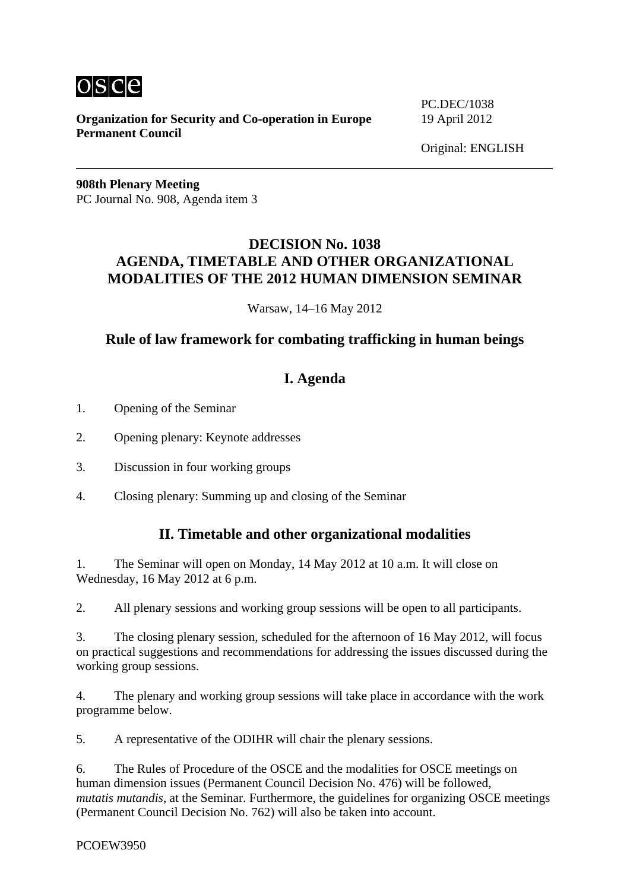**Organization for Security and Co-operation in Europe**
**Permanent Council**

PC.DEC/1038
19 April 2012

Original: ENGLISH

---

**908th Plenary Meeting**
PC Journal No. 908, Agenda item 3

# DECISION No. 1038
# AGENDA, TIMETABLE AND OTHER ORGANIZATIONAL MODALITIES OF THE 2012 HUMAN DIMENSION SEMINAR

Warsaw, 14–16 May 2012

## Rule of law framework for combating trafficking in human beings

## I. Agenda

1. Opening of the Seminar

2. Opening plenary: Keynote addresses

3. Discussion in four working groups

4. Closing plenary: Summing up and closing of the Seminar

## II. Timetable and other organizational modalities

1. The Seminar will open on Monday, 14 May 2012 at 10 a.m. It will close on Wednesday, 16 May 2012 at 6 p.m.

2. All plenary sessions and working group sessions will be open to all participants.

3. The closing plenary session, scheduled for the afternoon of 16 May 2012, will focus on practical suggestions and recommendations for addressing the issues discussed during the working group sessions.

4. The plenary and working group sessions will take place in accordance with the work programme below.

5. A representative of the ODIHR will chair the plenary sessions.

6. The Rules of Procedure of the OSCE and the modalities for OSCE meetings on human dimension issues (Permanent Council Decision No. 476) will be followed, *mutatis mutandis*, at the Seminar. Furthermore, the guidelines for organizing OSCE meetings (Permanent Council Decision No. 762) will also be taken into account.

PCOEW3950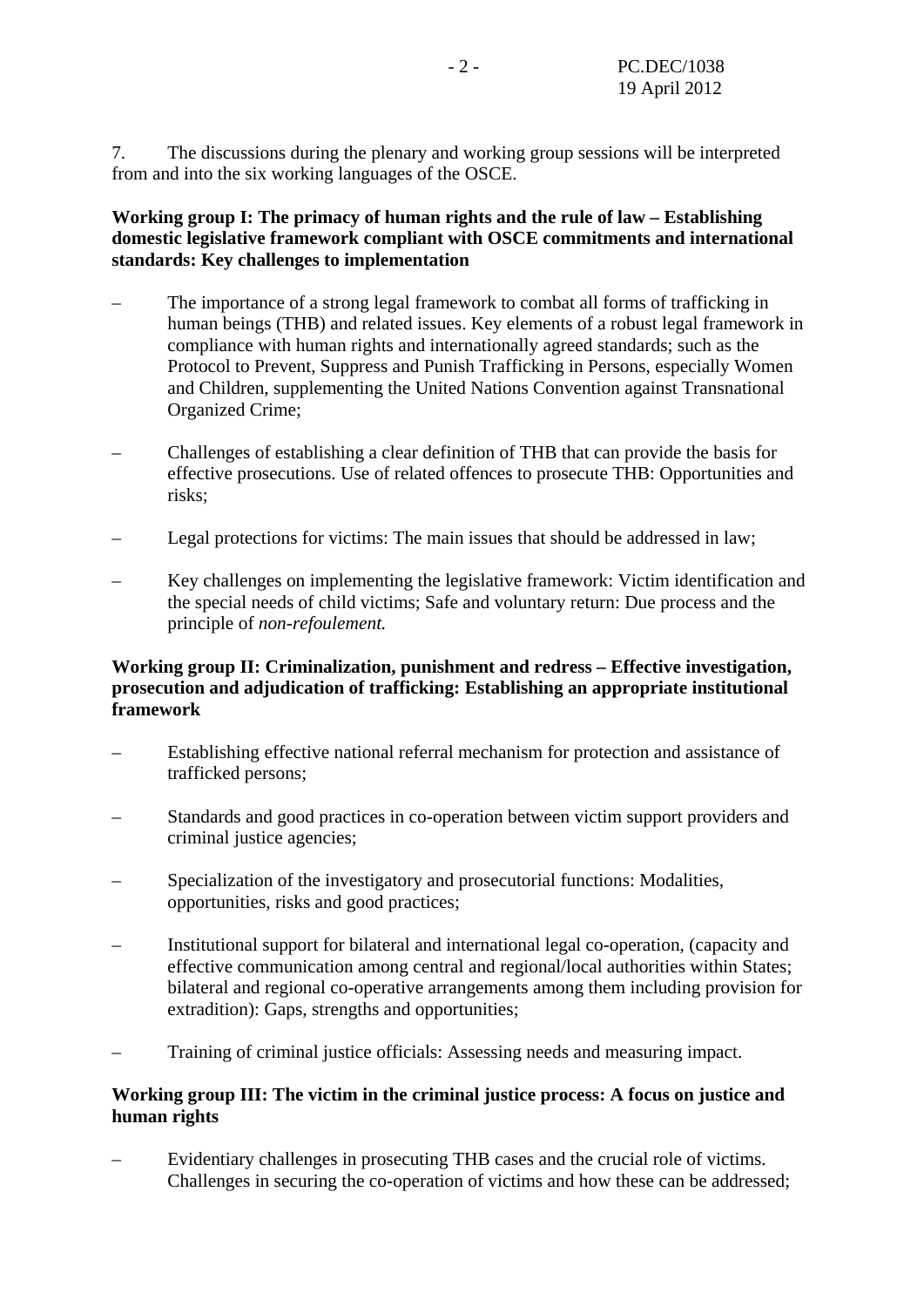7. The discussions during the plenary and working group sessions will be interpreted from and into the six working languages of the OSCE.

**Working group I: The primacy of human rights and the rule of law – Establishing domestic legislative framework compliant with OSCE commitments and international standards: Key challenges to implementation**

– The importance of a strong legal framework to combat all forms of trafficking in human beings (THB) and related issues. Key elements of a robust legal framework in compliance with human rights and internationally agreed standards; such as the Protocol to Prevent, Suppress and Punish Trafficking in Persons, especially Women and Children, supplementing the United Nations Convention against Transnational Organized Crime;

– Challenges of establishing a clear definition of THB that can provide the basis for effective prosecutions. Use of related offences to prosecute THB: Opportunities and risks;

– Legal protections for victims: The main issues that should be addressed in law;

– Key challenges on implementing the legislative framework: Victim identification and the special needs of child victims; Safe and voluntary return: Due process and the principle of *non-refoulement.*

**Working group II: Criminalization, punishment and redress – Effective investigation, prosecution and adjudication of trafficking: Establishing an appropriate institutional framework**

– Establishing effective national referral mechanism for protection and assistance of trafficked persons;

– Standards and good practices in co-operation between victim support providers and criminal justice agencies;

– Specialization of the investigatory and prosecutorial functions: Modalities, opportunities, risks and good practices;

– Institutional support for bilateral and international legal co-operation, (capacity and effective communication among central and regional/local authorities within States; bilateral and regional co-operative arrangements among them including provision for extradition): Gaps, strengths and opportunities;

– Training of criminal justice officials: Assessing needs and measuring impact.

**Working group III: The victim in the criminal justice process: A focus on justice and human rights**

– Evidentiary challenges in prosecuting THB cases and the crucial role of victims. Challenges in securing the co-operation of victims and how these can be addressed;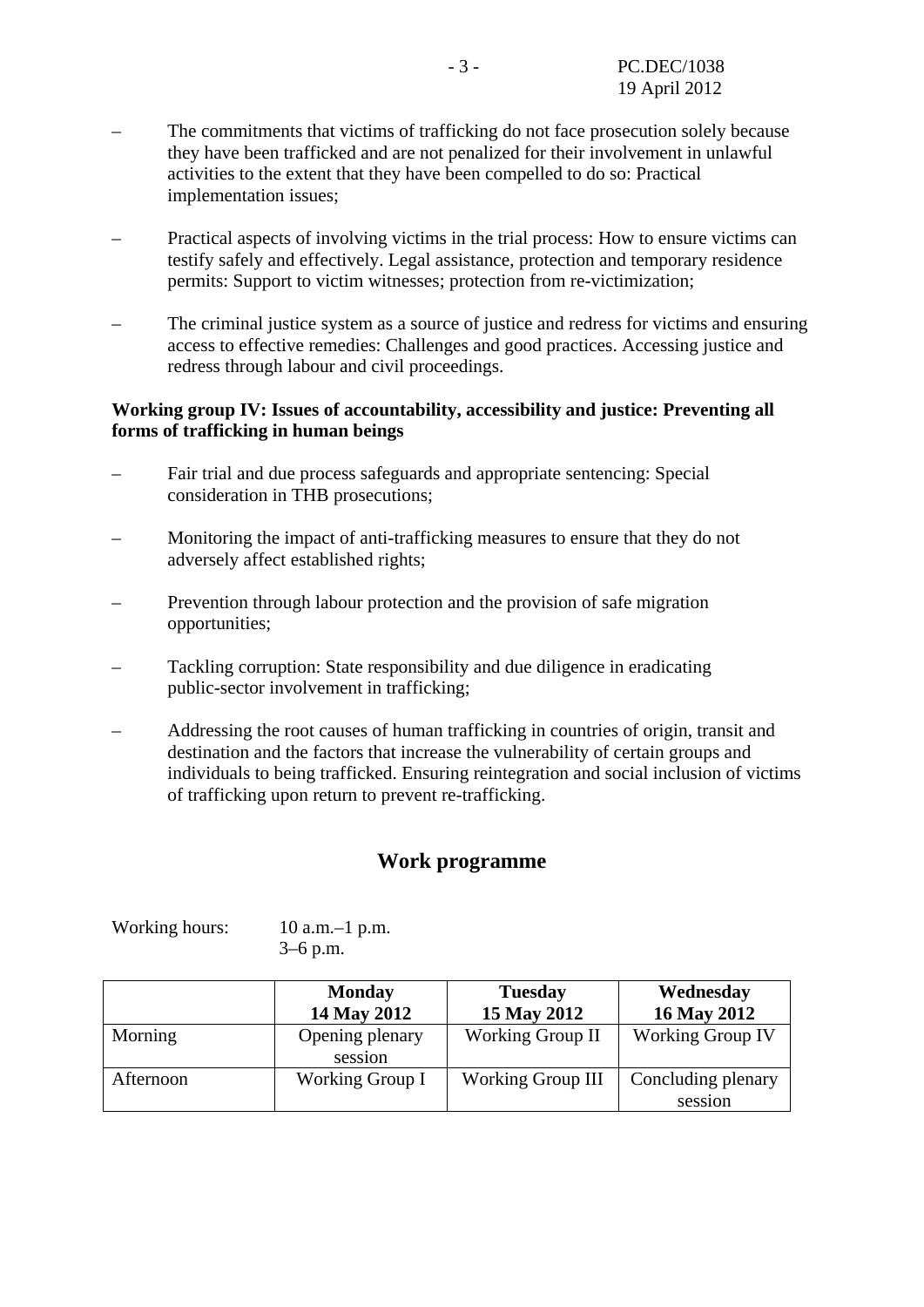- The commitments that victims of trafficking do not face prosecution solely because they have been trafficked and are not penalized for their involvement in unlawful activities to the extent that they have been compelled to do so: Practical implementation issues;

- Practical aspects of involving victims in the trial process: How to ensure victims can testify safely and effectively. Legal assistance, protection and temporary residence permits: Support to victim witnesses; protection from re-victimization;

- The criminal justice system as a source of justice and redress for victims and ensuring access to effective remedies: Challenges and good practices. Accessing justice and redress through labour and civil proceedings.

**Working group IV: Issues of accountability, accessibility and justice: Preventing all forms of trafficking in human beings**

- Fair trial and due process safeguards and appropriate sentencing: Special consideration in THB prosecutions;

- Monitoring the impact of anti-trafficking measures to ensure that they do not adversely affect established rights;

- Prevention through labour protection and the provision of safe migration opportunities;

- Tackling corruption: State responsibility and due diligence in eradicating public-sector involvement in trafficking;

- Addressing the root causes of human trafficking in countries of origin, transit and destination and the factors that increase the vulnerability of certain groups and individuals to being trafficked. Ensuring reintegration and social inclusion of victims of trafficking upon return to prevent re-trafficking.

## Work programme

Working hours: 10 a.m.–1 p.m.
3–6 p.m.

| | **Monday 14 May 2012** | **Tuesday 15 May 2012** | **Wednesday 16 May 2012** |
|---|---|---|---|
| Morning | Opening plenary session | Working Group II | Working Group IV |
| Afternoon | Working Group I | Working Group III | Concluding plenary session |